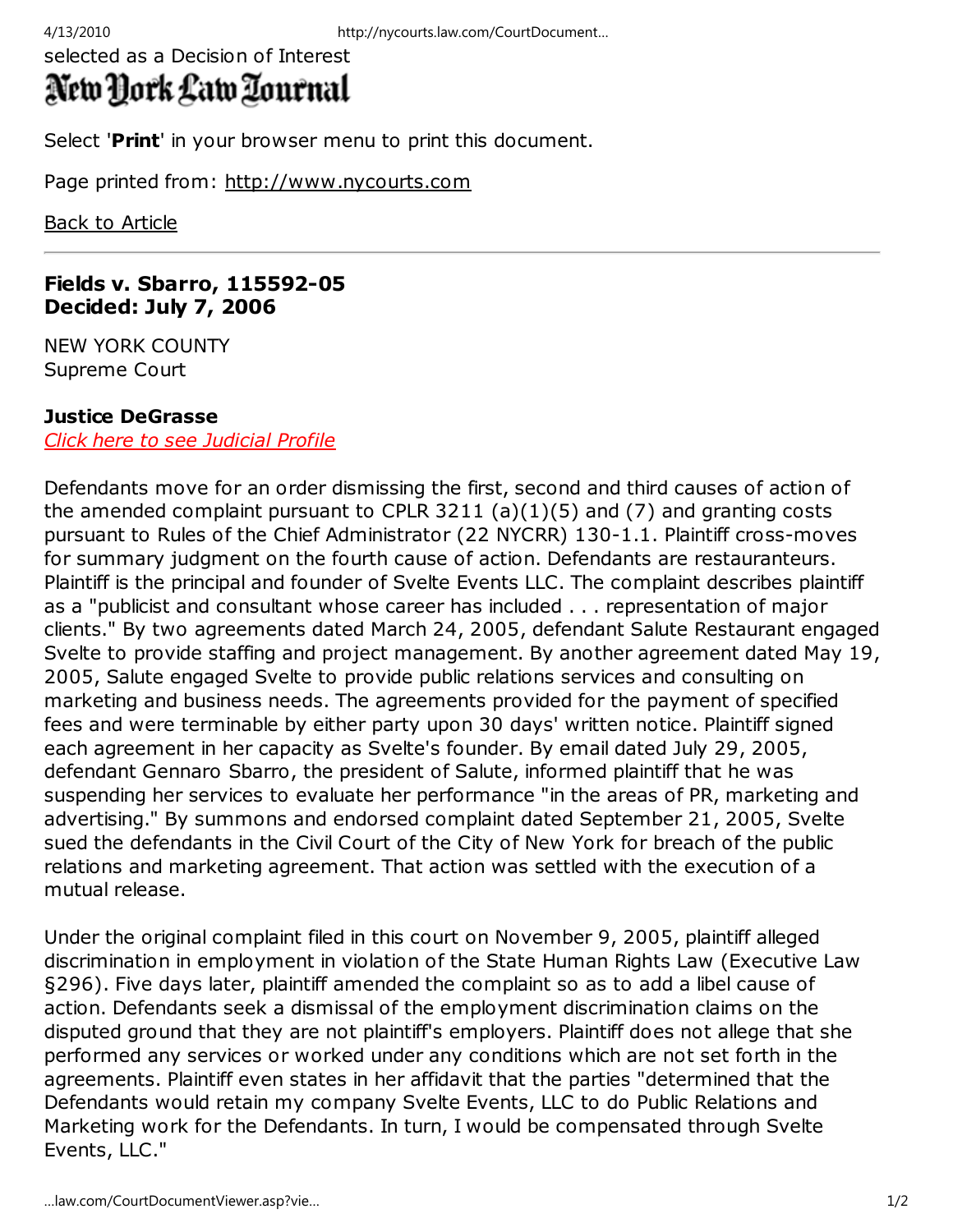selected as a Decision of Interest

# New York Law Journal

Select '**Print**' in your browser menu to print this document.

Page printed from: http://www.nycourts.com

Back to Article

---

**Fields v. Sbarro, 115592-05**
**Decided: July 7, 2006**

NEW YORK COUNTY
Supreme Court

**Justice DeGrasse**
*Click here to see Judicial Profile*

Defendants move for an order dismissing the first, second and third causes of action of the amended complaint pursuant to CPLR 3211 (a)(1)(5) and (7) and granting costs pursuant to Rules of the Chief Administrator (22 NYCRR) 130-1.1. Plaintiff cross-moves for summary judgment on the fourth cause of action. Defendants are restauranteurs. Plaintiff is the principal and founder of Svelte Events LLC. The complaint describes plaintiff as a "publicist and consultant whose career has included . . . representation of major clients." By two agreements dated March 24, 2005, defendant Salute Restaurant engaged Svelte to provide staffing and project management. By another agreement dated May 19, 2005, Salute engaged Svelte to provide public relations services and consulting on marketing and business needs. The agreements provided for the payment of specified fees and were terminable by either party upon 30 days' written notice. Plaintiff signed each agreement in her capacity as Svelte's founder. By email dated July 29, 2005, defendant Gennaro Sbarro, the president of Salute, informed plaintiff that he was suspending her services to evaluate her performance "in the areas of PR, marketing and advertising." By summons and endorsed complaint dated September 21, 2005, Svelte sued the defendants in the Civil Court of the City of New York for breach of the public relations and marketing agreement. That action was settled with the execution of a mutual release.

Under the original complaint filed in this court on November 9, 2005, plaintiff alleged discrimination in employment in violation of the State Human Rights Law (Executive Law §296). Five days later, plaintiff amended the complaint so as to add a libel cause of action. Defendants seek a dismissal of the employment discrimination claims on the disputed ground that they are not plaintiff's employers. Plaintiff does not allege that she performed any services or worked under any conditions which are not set forth in the agreements. Plaintiff even states in her affidavit that the parties "determined that the Defendants would retain my company Svelte Events, LLC to do Public Relations and Marketing work for the Defendants. In turn, I would be compensated through Svelte Events, LLC."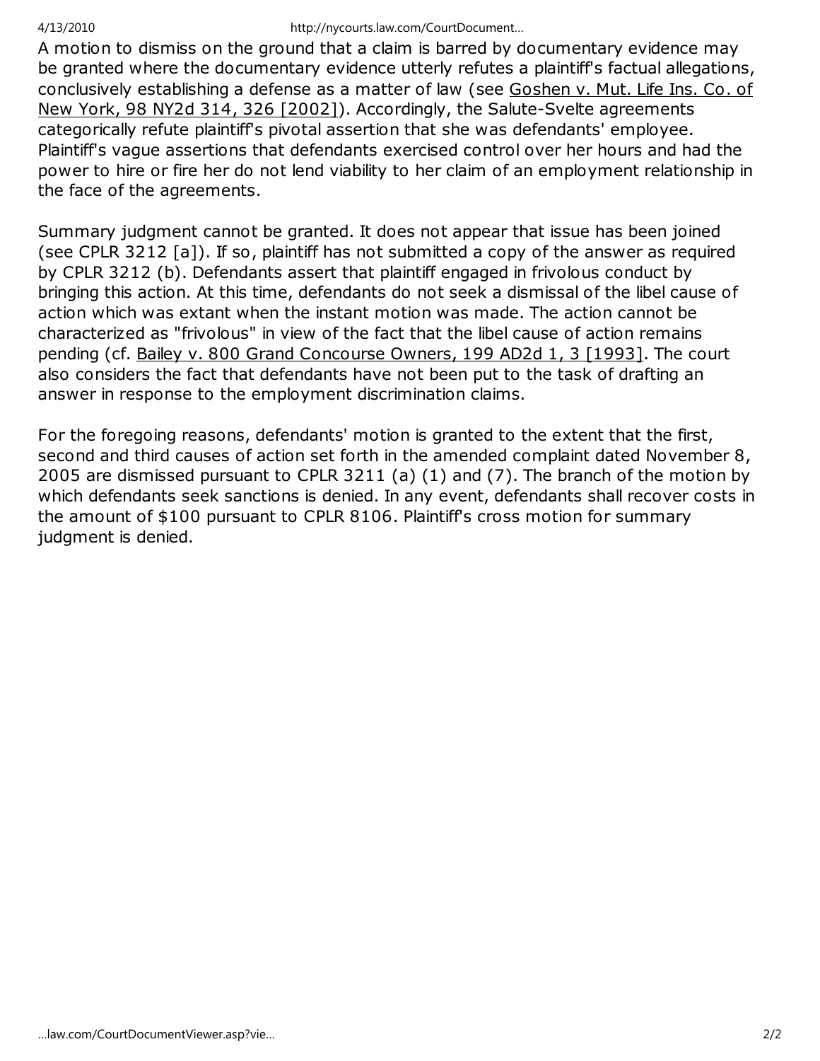A motion to dismiss on the ground that a claim is barred by documentary evidence may be granted where the documentary evidence utterly refutes a plaintiff's factual allegations, conclusively establishing a defense as a matter of law (see Goshen v. Mut. Life Ins. Co. of New York, 98 NY2d 314, 326 [2002]). Accordingly, the Salute-Svelte agreements categorically refute plaintiff's pivotal assertion that she was defendants' employee. Plaintiff's vague assertions that defendants exercised control over her hours and had the power to hire or fire her do not lend viability to her claim of an employment relationship in the face of the agreements.

Summary judgment cannot be granted. It does not appear that issue has been joined (see CPLR 3212 [a]). If so, plaintiff has not submitted a copy of the answer as required by CPLR 3212 (b). Defendants assert that plaintiff engaged in frivolous conduct by bringing this action. At this time, defendants do not seek a dismissal of the libel cause of action which was extant when the instant motion was made. The action cannot be characterized as "frivolous" in view of the fact that the libel cause of action remains pending (cf. Bailey v. 800 Grand Concourse Owners, 199 AD2d 1, 3 [1993]. The court also considers the fact that defendants have not been put to the task of drafting an answer in response to the employment discrimination claims.

For the foregoing reasons, defendants' motion is granted to the extent that the first, second and third causes of action set forth in the amended complaint dated November 8, 2005 are dismissed pursuant to CPLR 3211 (a) (1) and (7). The branch of the motion by which defendants seek sanctions is denied. In any event, defendants shall recover costs in the amount of $100 pursuant to CPLR 8106. Plaintiff's cross motion for summary judgment is denied.